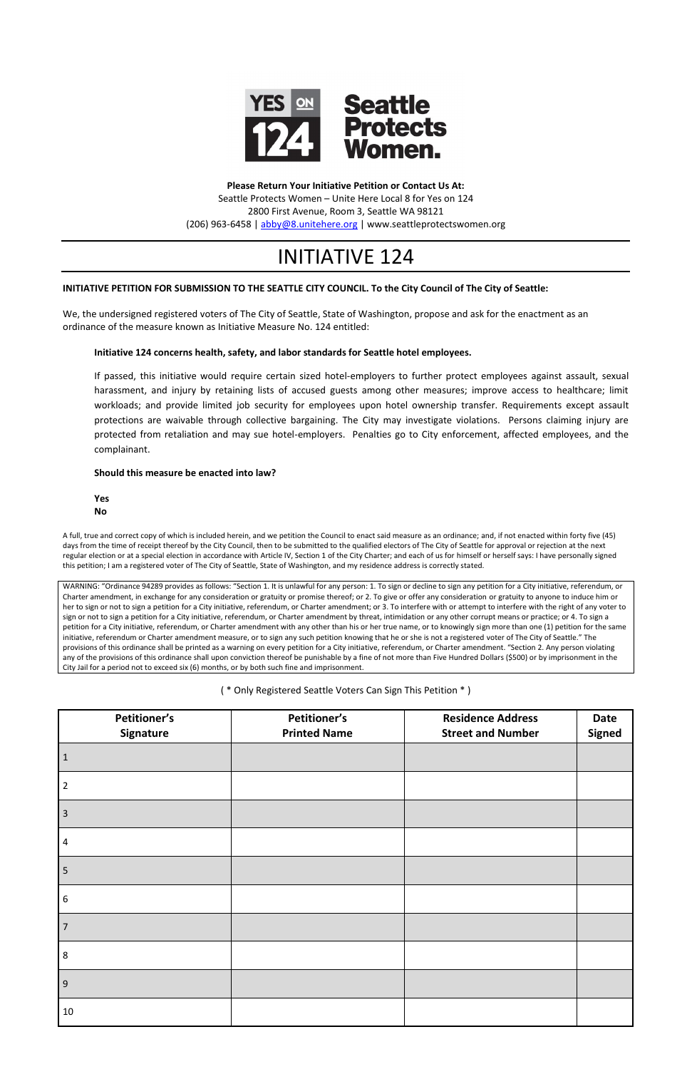YES ON 124 Seattle Protects Women.

**Please Return Your Initiative Petition or Contact Us At:**
Seattle Protects Women – Unite Here Local 8 for Yes on 124
2800 First Avenue, Room 3, Seattle WA 98121
(206) 963-6458 | abby@8.unitehere.org | www.seattleprotectswomen.org

# INITIATIVE 124

**INITIATIVE PETITION FOR SUBMISSION TO THE SEATTLE CITY COUNCIL. To the City Council of The City of Seattle:**

We, the undersigned registered voters of The City of Seattle, State of Washington, propose and ask for the enactment as an ordinance of the measure known as Initiative Measure No. 124 entitled:

**Initiative 124 concerns health, safety, and labor standards for Seattle hotel employees.**

If passed, this initiative would require certain sized hotel-employers to further protect employees against assault, sexual harassment, and injury by retaining lists of accused guests among other measures; improve access to healthcare; limit workloads; and provide limited job security for employees upon hotel ownership transfer. Requirements except assault protections are waivable through collective bargaining. The City may investigate violations. Persons claiming injury are protected from retaliation and may sue hotel-employers. Penalties go to City enforcement, affected employees, and the complainant.

**Should this measure be enacted into law?**

**Yes**
**No**

A full, true and correct copy of which is included herein, and we petition the Council to enact said measure as an ordinance; and, if not enacted within forty five (45) days from the time of receipt thereof by the City Council, then to be submitted to the qualified electors of The City of Seattle for approval or rejection at the next regular election or at a special election in accordance with Article IV, Section 1 of the City Charter; and each of us for himself or herself says: I have personally signed this petition; I am a registered voter of The City of Seattle, State of Washington, and my residence address is correctly stated.

WARNING: "Ordinance 94289 provides as follows: "Section 1. It is unlawful for any person: 1. To sign or decline to sign any petition for a City initiative, referendum, or Charter amendment, in exchange for any consideration or gratuity or promise thereof; or 2. To give or offer any consideration or gratuity to anyone to induce him or her to sign or not to sign a petition for a City initiative, referendum, or Charter amendment; or 3. To interfere with or attempt to interfere with the right of any voter to sign or not to sign a petition for a City initiative, referendum, or Charter amendment by threat, intimidation or any other corrupt means or practice; or 4. To sign a petition for a City initiative, referendum, or Charter amendment with any other than his or her true name, or to knowingly sign more than one (1) petition for the same initiative, referendum or Charter amendment measure, or to sign any such petition knowing that he or she is not a registered voter of The City of Seattle." The provisions of this ordinance shall be printed as a warning on every petition for a City initiative, referendum, or Charter amendment. "Section 2. Any person violating any of the provisions of this ordinance shall upon conviction thereof be punishable by a fine of not more than Five Hundred Dollars ($500) or by imprisonment in the City Jail for a period not to exceed six (6) months, or by both such fine and imprisonment.

( * Only Registered Seattle Voters Can Sign This Petition * )

| Petitioner's Signature | Petitioner's Printed Name | Residence Address Street and Number | Date Signed |
|---|---|---|---|
| 1 | | | |
| 2 | | | |
| 3 | | | |
| 4 | | | |
| 5 | | | |
| 6 | | | |
| 7 | | | |
| 8 | | | |
| 9 | | | |
| 10 | | | |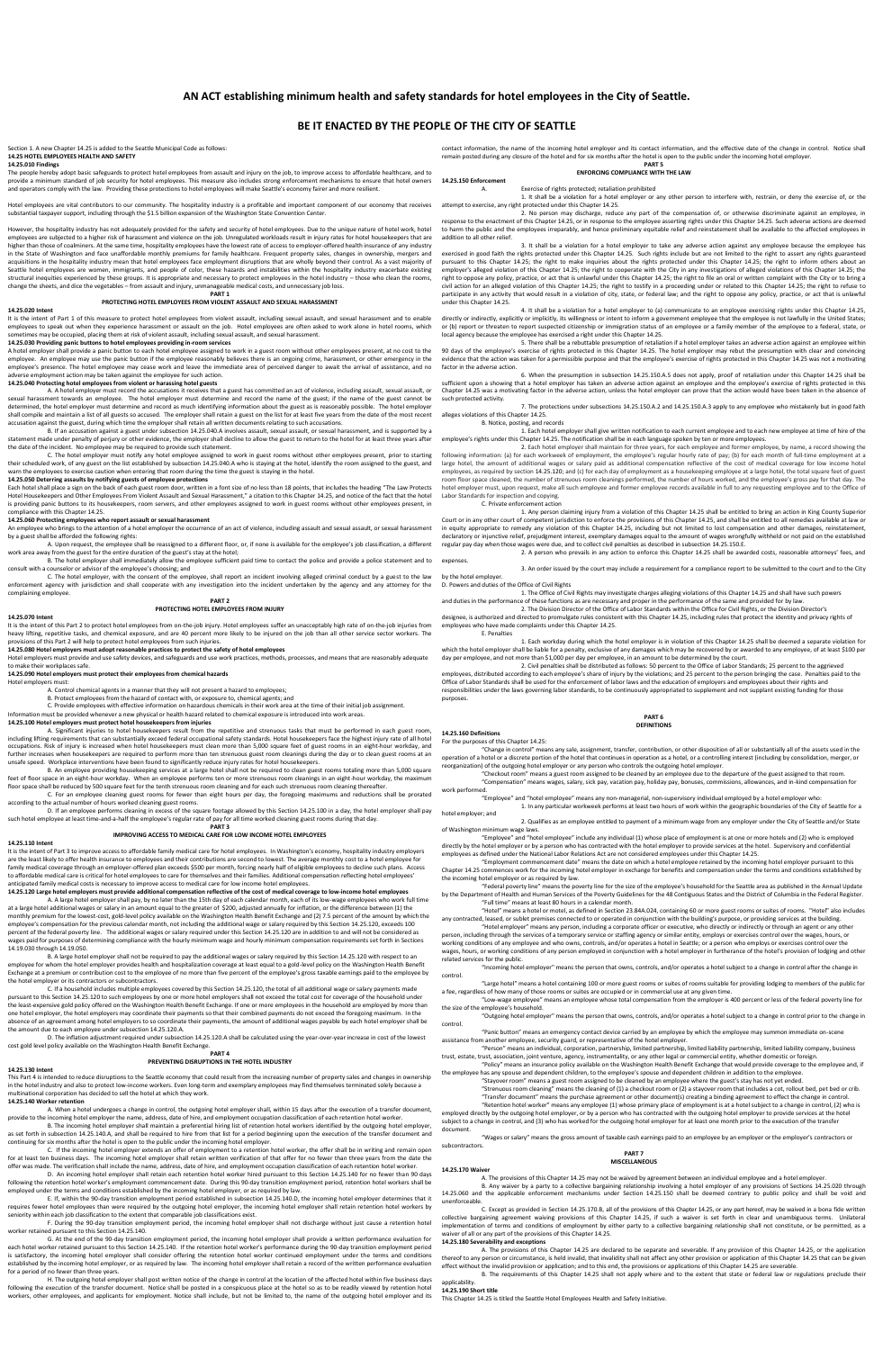# AN ACT establishing minimum health and safety standards for hotel employees in the City of Seattle.

# BE IT ENACTED BY THE PEOPLE OF THE CITY OF SEATTLE

Section 1. A new Chapter 14.25 is added to the Seattle Municipal Code as follows:

**14.25 HOTEL EMPLOYEES HEALTH AND SAFETY**

**14.25.010 Findings**

The people hereby adopt basic safeguards to protect hotel employees from assault and injury on the job, to improve access to affordable healthcare, and to provide a minimum standard of job security for hotel employees. This measure also includes strong enforcement mechanisms to ensure that hotel owners and operators comply with the law. Providing these protections to hotel employees will make Seattle's economy fairer and more resilient.

Hotel employees are vital contributors to our community. The hospitality industry is a profitable and important component of our economy that receives substantial taxpayer support, including through the $1.5 billion expansion of the Washington State Convention Center.

However, the hospitality industry has not adequately provided for the safety and security of hotel employees. Due to the unique nature of hotel work, hotel employees are subjected to a higher risk of harassment and violence on the job. Unregulated workloads result in injury rates for hotel housekeepers that are higher than those of coalminers. At the same time, hospitality employees have the lowest rate of access to employer-offered health insurance of any industry in the State of Washington and face unaffordable monthly premiums for family healthcare. Frequent property sales, changes in ownership, mergers and acquisitions in the hospitality industry mean that hotel employees face employment disruptions that are wholly beyond their control. As a vast majority of Seattle hotel employees are women, immigrants, and people of color, these hazards and instabilities within the hospitality industry exacerbate existing structural inequities experienced by these groups. It is appropriate and necessary to protect employees in the hotel industry – those who clean the rooms, change the sheets, and dice the vegetables – from assault and injury, unmanageable medical costs, and unnecessary job loss.

**PART 1**
**PROTECTING HOTEL EMPLOYEES FROM VIOLENT ASSAULT AND SEXUAL HARASSMENT**

**14.25.020 Intent**

It is the intent of Part 1 of this measure to protect hotel employees from violent assault, including sexual assault, and sexual harassment and to enable employees to speak out when they experience harassment or assault on the job. Hotel employees are often asked to work alone in hotel rooms, which sometimes may be occupied, placing them at risk of violent assault, including sexual assault, and sexual harassment.

**14.25.030 Providing panic buttons to hotel employees providing in-room services**

A hotel employer shall provide a panic button to each hotel employee assigned to work in a guest room without other employees present, at no cost to the employee. An employee may use the panic button if the employee reasonably believes there is an ongoing crime, harassment, or other emergency in the employee's presence. The hotel employee may cease work and leave the immediate area of perceived danger to await the arrival of assistance, and no adverse employment action may be taken against the employee for such action.

**14.25.040 Protecting hotel employees from violent or harassing hotel guests**

A. A hotel employer must record the accusations it receives that a guest has committed an act of violence, including assault, sexual assault, or sexual harassment towards an employee. The hotel employer must determine and record the name of the guest; if the name of the guest cannot be determined, the hotel employer must determine and record as much identifying information about the guest as is reasonably possible. The employer shall compile and maintain a list of all guests so accused. The employer shall retain a guest on the list for at least five years from the date of the most recent accusation against the guest, during which time the employer shall retain all written documents relating to such accusations.

B. If an accusation against a guest under subsection 14.25.040.A involves assault, sexual assault, or sexual harassment, and is supported by a statement made under penalty of perjury or other evidence, the employer shall decline to allow the guest to return to the hotel for at least three years after the date of the incident. No employee may be required to provide such statement.

C. The hotel employer must notify any hotel employee assigned to work in guest rooms without other employees present, prior to starting their scheduled work, of any guest on the list established by subsection 14.25.040.A who is staying at the hotel, identify the room assigned to the guest, and warn the employees to exercise caution when entering that room during the time the guest is staying in the hotel.

**14.25.050 Deterring assault by notifying guests of employee protections**

Each hotel shall place a sign on the back of each guest room door, written in a font size of no less than 18 points, that includes the heading "The Law Protects Hotel Housekeepers and Other Employees From Violent Assault and Sexual Harassment," a citation to this Chapter 14.25, and notice of the fact that the hotel is providing panic buttons to its housekeepers, room servers, and other employees assigned to work in guest rooms without other employees present, in compliance with this Chapter 14.25.

**14.25.060 Protecting employees who report assault or sexual harassment**

An employee who brings to the attention of a hotel employer the occurrence of an act of violence, including assault and sexual assault, or sexual harassment by a guest shall be afforded the following rights:

A. Upon request, the employee shall be reassigned to a different floor, or, if none is available for the employee's job classification, a different work area away from the guest for the entire duration of the guest's stay at the hotel;

B. The hotel employer shall immediately allow the employee sufficient paid time to contact the police and provide a police statement and to consult with a counselor or advisor of the employee's choosing; and

C. The hotel employer, with the consent of the employee, shall report an incident involving alleged criminal conduct by a guest to the law enforcement agency with jurisdiction and shall cooperate with any investigation into the incident undertaken by the agency and any attorney for the complaining employee.

**PART 2**
**PROTECTING HOTEL EMPLOYEES FROM INJURY**

**14.25.070 Intent**

It is the intent of this Part 2 to protect hotel employees from on-the-job injury. Hotel employees suffer an unacceptably high rate of on-the-job injuries from heavy lifting, repetitive tasks, and chemical exposure, and are 40 percent more likely to be injured on the job than all other service sector workers. The provisions of this Part 2 will help to protect employees from such injuries.

**14.25.080 Hotel employers must adopt reasonable practices to protect the safety of hotel employees**

Hotel employers must provide and use safety devices, and safeguards and use work practices, methods, processes, and means that are reasonably adequate to make their workplaces safe.

**14.25.090 Hotel employers must protect their employees from chemical hazards**

Hotel employers must:

A. Control chemical agents in a manner that they will not present a hazard to employees;

B. Protect employees from the hazard of contact with, or exposure to, chemical agents; and

C. Provide employees with effective information on hazardous chemicals in their work area at the time of their initial job assignment.

Information must be provided whenever a new physical or health hazard related to chemical exposure is introduced into work areas.

**14.25.100 Hotel employers must protect hotel housekeepers from injuries**

A. Significant injuries to hotel housekeepers result from the repetitive and strenuous tasks that must be performed in each guest room, including lifting requirements that can substantially exceed federal occupational safety standards. Hotel housekeepers face the highest injury rate of all hotel occupations. Risk of injury is increased when hotel housekeepers must clean more than 5,000 square feet of guest rooms in an eight-hour workday, and further increases when housekeepers are required to perform more than ten strenuous guest room cleanings during the day or to clean guest rooms at an unsafe speed. Workplace interventions have been found to significantly reduce injury rates for hotel housekeepers.

B. An employee providing housekeeping services at a large hotel shall not be required to clean guest rooms totaling more than 5,000 square feet of floor space in an eight-hour workday. When an employee performs ten or more strenuous room cleanings in an eight-hour workday, the maximum floor space shall be reduced by 500 square feet for the tenth strenuous room cleaning and for each such strenuous room cleaning thereafter.

C. For an employee cleaning guest rooms for fewer than eight hours per day, the foregoing maximums and reductions shall be prorated according to the actual number of hours worked cleaning guest rooms.

D. If an employee performs cleaning in excess of the square footage allowed by this Section 14.25.100 in a day, the hotel employer shall pay such hotel employee at least time-and-a-half the employee's regular rate of pay for all time worked cleaning guest rooms during that day.

**PART 3**
**IMPROVING ACCESS TO MEDICAL CARE FOR LOW INCOME HOTEL EMPLOYEES**

**14.25.110 Intent**

It is the intent of Part 3 to improve access to affordable family medical care for hotel employees. In Washington's economy, hospitality industry employers are the least likely to offer health insurance to employees and their contributions are second to lowest. The average monthly cost to a hotel employee for family medical coverage through an employer-offered plan exceeds $500 per month, forcing nearly half of eligible employees to decline such plans. Access to affordable medical care is critical for hotel employees to care for themselves and their families. Additional compensation reflecting hotel employees' anticipated family medical costs is necessary to improve access to medical care for low income hotel employees.

**14.25.120 Large hotel employers must provide additional compensation reflective of the cost of medical coverage to low-income hotel employees**

A. A large hotel employer shall pay, by no later than the 15th day of each calendar month, each of its low-wage employees who work full time at a large hotel additional wages or salary in an amount equal to the greater of $200, adjusted annually for inflation, or the difference between (1) the monthly premium for the lowest-cost, gold-level policy available on the Washington Health Benefit Exchange and (2) 7.5 percent of the amount by which the employee's compensation for the previous calendar month, not including the additional wage or salary required by this Section 14.25.120, exceeds 100 percent of the federal poverty line. The additional wages or salary required under this Section 14.25.120 are in addition to and will not be considered as wages paid for purposes of determining compliance with the hourly minimum wage and hourly minimum compensation requirements set forth in Sections 14.19.030 through 14.19.050.

B. A large hotel employer shall not be required to pay the additional wages or salary required by this Section 14.25.120 with respect to an employee for whom the hotel employer provides health and hospitalization coverage at least equal to a gold-level policy on the Washington Health Benefit Exchange at a premium or contribution cost to the employee of no more than five percent of the employee's gross taxable earnings paid to the employee by the hotel employer or its contractors or subcontractors.

C. If a household includes multiple employees covered by this Section 14.25.120, the total of all additional wage or salary payments made pursuant to this Section 14.25.120 to such employees by one or more hotel employers shall not exceed the total cost for coverage of the household under the least-expensive gold policy offered on the Washington Health Benefit Exchange. If one or more employees in the household are employed by more than one hotel employer, the hotel employers may coordinate their payments so that their combined payments do not exceed the foregoing maximum. In the absence of an agreement among hotel employers to so coordinate their payments, the amount of additional wages payable by each hotel employer shall be the amount due to each employee under subsection 14.25.120.A.

D. The inflation adjustment required under subsection 14.25.120.A shall be calculated using the year-over-year increase in cost of the lowest cost gold level policy available on the Washington Health Benefit Exchange.

**PART 4**
**PREVENTING DISRUPTIONS IN THE HOTEL INDUSTRY**

**14.25.130 Intent**

This Part 4 is intended to reduce disruptions to the Seattle economy that could result from the increasing number of property sales and changes in ownership in the hotel industry and also to protect low-income workers. Even long-term and exemplary employees may find themselves terminated solely because a multinational corporation has decided to sell the hotel at which they work.

**14.25.140 Worker retention**

A. When a hotel undergoes a change in control, the outgoing hotel employer shall, within 15 days after the execution of a transfer document, provide to the incoming hotel employer the name, address, date of hire, and employment occupation classification of each retention hotel worker.

B. The incoming hotel employer shall maintain a preferential hiring list of retention hotel workers identified by the outgoing hotel employer, as set forth in subsection 14.25.140.A, and shall be required to hire from that list for a period beginning upon the execution of the transfer document and continuing for six months after the hotel is open to the public under the incoming hotel employer.

C. If the incoming hotel employer extends an offer of employment to a retention hotel worker, the offer shall be in writing and remain open for at least ten business days. The incoming hotel employer shall retain written verification of that offer for no fewer than three years from the date the offer was made. The verification shall include the name, address, date of hire, and employment occupation classification of each retention hotel worker.

D. An incoming hotel employer shall retain each retention hotel worker hired pursuant to this Section 14.25.140 for no fewer than 90 days following the retention hotel worker's employment commencement date. During this 90-day transition employment period, retention hotel workers shall be employed under the terms and conditions established by the incoming hotel employer, or as required by law.

E. If, within the 90-day transition employment period established in subsection 14.25.140.D, the incoming hotel employer determines that it requires fewer hotel employees than were required by the outgoing hotel employer, the incoming hotel employer shall retain retention hotel workers by seniority within each job classification to the extent that comparable job classifications exist.

F. During the 90-day transition employment period, the incoming hotel employer shall not discharge without just cause a retention hotel worker retained pursuant to this Section 14.25.140.

G. At the end of the 90-day transition employment period, the incoming hotel employer shall provide a written performance evaluation for each hotel worker retained pursuant to this Section 14.25.140. If the retention hotel worker's performance during the 90-day transition employment period is satisfactory, the incoming hotel employer shall consider offering the retention hotel worker continued employment under the terms and conditions established by the incoming hotel employer, or as required by law. The incoming hotel employer shall retain a record of the written performance evaluation for a period of no fewer than three years.

H. The outgoing hotel employer shall post written notice of the change in control at the location of the affected hotel within five business days following the execution of the transfer document. Notice shall be posted in a conspicuous place at the hotel so as to be readily viewed by retention hotel workers, other employees, and applicants for employment. Notice shall include, but not be limited to, the name of the outgoing hotel employer and its contact information, the name of the incoming hotel employer and its contact information, and the effective date of the change in control. Notice shall remain posted during any closure of the hotel and for six months after the hotel is open to the public under the incoming hotel employer.

**PART 5**
**ENFORCING COMPLIANCE WITH THE LAW**

**14.25.150 Enforcement**

A. Exercise of rights protected; retaliation prohibited

1. It shall be a violation for a hotel employer or any other person to interfere with, restrain, or deny the exercise of, or the attempt to exercise, any right protected under this Chapter 14.25.

2. No person may discharge, reduce any part of the compensation of, or otherwise discriminate against an employee, in response to the enactment of this Chapter 14.25, or in response to the employee asserting rights under this Chapter 14.25. Such adverse actions are deemed to harm the public and the employees irreparably, and hence preliminary equitable relief and reinstatement shall be available to the affected employees in addition to all other relief.

3. It shall be a violation for a hotel employer to take any adverse action against any employee because the employee has exercised in good faith the rights protected under this Chapter 14.25. Such rights include but are not limited to the right to assert any rights guaranteed pursuant to this Chapter 14.25; the right to make inquiries about the rights protected under this Chapter 14.25; the right to inform others about an employer's alleged violation of this Chapter 14.25; the right to cooperate with the City in any investigations of alleged violations of this Chapter 14.25; the right to oppose any policy, practice, or act that is unlawful under this Chapter 14.25; the right to file an oral or written complaint with the City or to bring a civil action for an alleged violation of this Chapter 14.25; the right to testify in a proceeding under or related to this Chapter 14.25; the right to refuse to participate in any activity that would result in a violation of city, state, or federal law; and the right to oppose any policy, practice, or act that is unlawful under this Chapter 14.25.

4. It shall be a violation for a hotel employer to (a) communicate to an employee exercising rights under this Chapter 14.25, directly or indirectly, explicitly or implicitly, its willingness or intent to inform a government employee that the employee is not lawfully in the United States; or (b) report or threaten to report suspected citizenship or immigration status of an employee or a family member of the employee to a federal, state, or local agency because the employee has exercised a right under this Chapter 14.25.

5. There shall be a rebuttable presumption of retaliation if a hotel employer takes an adverse action against an employee within 90 days of the employee's exercise of rights protected in this Chapter 14.25. The hotel employer may rebut the presumption with clear and convincing evidence that the action was taken for a permissible purpose and that the employee's exercise of rights protected in this Chapter 14.25 was not a motivating factor in the adverse action.

6. When the presumption in subsection 14.25.150.A.5 does not apply, proof of retaliation under this Chapter 14.25 shall be sufficient upon a showing that a hotel employer has taken an adverse action against an employee and the employee's exercise of rights protected in this Chapter 14.25 was a motivating factor in the adverse action, unless the hotel employer can prove that the action would have been taken in the absence of such protected activity.

7. The protections under subsections 14.25.150.A.2 and 14.25.150.A.3 apply to any employee who mistakenly but in good faith alleges violations of this Chapter 14.25.

B. Notice, posting, and records

1. Each hotel employer shall give written notification to each current employee and to each new employee at time of hire of the employee's rights under this Chapter 14.25. The notification shall be in each language spoken by ten or more employees.

2. Each hotel employer shall maintain for three years, for each employee and former employee, by name, a record showing the following information: (a) for each workweek of employment, the employee's regular hourly rate of pay; (b) for each month of full-time employment at a large hotel, the amount of additional wages or salary paid as additional compensation reflective of the cost of medical coverage for low income hotel employees, as required by section 14.25.120; and (c) for each day of employment as a housekeeping employee at a large hotel, the total square feet of guest room floor space cleaned, the number of strenuous room cleanings performed, the number of hours worked, and the employee's gross pay for that day. The hotel employer must, upon request, make all such employee and former employee records available in full to any requesting employee and to the Office of Labor Standards for inspection and copying.

C. Private enforcement action

1. Any person claiming injury from a violation of this Chapter 14.25 shall be entitled to bring an action in King County Superior Court or in any other court of competent jurisdiction to enforce the provisions of this Chapter 14.25, and shall be entitled to all remedies available at law or in equity appropriate to remedy any violation of this Chapter 14.25, including but not limited to lost compensation and other damages, reinstatement, declaratory or injunctive relief, prejudgment interest, exemplary damages equal to the amount of wages wrongfully withheld or not paid on the established regular pay day when those wages were due, and to collect civil penalties as described in subsection 14.25.150.E.

2. Any person who prevails in any action to enforce this Chapter 14.25 shall be awarded costs, reasonable attorneys' fees, and expenses.

3. An order issued by the court may include a requirement for a compliance report to be submitted to the court and to the City by the hotel employer.

D. Powers and duties of the Office of Civil Rights

1. The Office of Civil Rights may investigate charges alleging violations of this Chapter 14.25 and shall have such powers and duties in the performance of these functions as are necessary and proper in the performance of the same and provided for by law.

2. The Division Director of the Office of Labor Standards within the Office for Civil Rights, or the Division Director's designee, is authorized and directed to promulgate rules consistent with this Chapter 14.25, including rules that protect the identity and privacy rights of employees who have made complaints under this Chapter 14.25.

E. Penalties

1. Each workday during which the hotel employer is in violation of this Chapter 14.25 shall be deemed a separate violation for which the hotel employer shall be liable for a penalty, exclusive of any damages which may be recovered by or awarded to any employee, of at least $100 per day per employee, and not more than $1,000 per day per employee, in an amount to be determined by the court.

2. Civil penalties shall be distributed as follows: 50 percent to the Office of Labor Standards; 25 percent to the aggrieved employees, distributed according to each employee's share of injury by the violations; and 25 percent to the person bringing the case. Penalties paid to the Office of Labor Standards shall be used for the enforcement of labor laws and the education of employers and employees about their rights and responsibilities under the laws governing labor standards, to be continuously appropriated to supplement and not supplant existing funding for those purposes.

**PART 6**
**DEFINITIONS**

**14.25.160 Definitions**

For the purposes of this Chapter 14.25:

"Change in control" means any sale, assignment, transfer, contribution, or other disposition of all or substantially all of the assets used in the operation of a hotel or a discrete portion of the hotel that continues in operation as a hotel, or a controlling interest (including by consolidation, merger, or reorganization) of the outgoing hotel employer or any person who controls the outgoing hotel employer.

"Checkout room" means a guest room assigned to be cleaned by an employee due to the departure of the guest assigned to that room.

"Compensation" means wages, salary, sick pay, vacation pay, holiday pay, bonuses, commissions, allowances, and in-kind compensation for work performed.

"Employee" and "hotel employee" means any non-managerial, non-supervisory individual employed by a hotel employer who:

1. In any particular workweek performs at least two hours of work within the geographic boundaries of the City of Seattle for a hotel employer; and

2. Qualifies as an employee entitled to payment of a minimum wage from any employer under the City of Seattle and/or State of Washington minimum wage laws.

"Employee" and "hotel employee" include any individual (1) whose place of employment is at one or more hotels and (2) who is employed directly by the hotel employer or by a person who has contracted with the hotel employer to provide services at the hotel. Supervisory and confidential employees as defined under the National Labor Relations Act are not considered employees under this Chapter 14.25.

"Employment commencement date" means the date on which a hotel employee retained by the incoming hotel employer pursuant to this Chapter 14.25 commences work for the incoming hotel employer in exchange for benefits and compensation under the terms and conditions established by the incoming hotel employer or as required by law.

"Federal poverty line" means the poverty line for the size of the employee's household for the Seattle area as published in the Annual Update by the Department of Health and Human Services of the Poverty Guidelines for the 48 Contiguous States and the District of Columbia in the Federal Register.

"Full time" means at least 80 hours in a calendar month.

"Hotel" means a hotel or motel, as defined in Section 23.84A.024, containing 60 or more guest rooms or suites of rooms. "Hotel" also includes any contracted, leased, or sublet premises connected to or operated in conjunction with the building's purpose, or providing services at the building.

"Hotel employer" means any person, including a corporate officer or executive, who directly or indirectly or through an agent or any other person, including through the services of a temporary service or staffing agency or similar entity, employs or exercises control over the wages, hours, or working conditions of any employee and who owns, controls, and/or operates a hotel in Seattle; or a person who employs or exercises control over the wages, hours, or working conditions of any person employed in conjunction with a hotel employer in furtherance of the hotel's provision of lodging and other related services for the public.

"Incoming hotel employer" means the person that owns, controls, and/or operates a hotel subject to a change in control after the change in control.

"Large hotel" means a hotel containing 100 or more guest rooms or suites of rooms suitable for providing lodging to members of the public for a fee, regardless of how many of those rooms or suites are occupied or in commercial use at any given time.

"Low-wage employee" means an employee whose total compensation from the employer is 400 percent or less of the federal poverty line for the size of the employee's household.

"Outgoing hotel employer" means the person that owns, controls, and/or operates a hotel subject to a change in control prior to the change in control.

"Panic button" means an emergency contact device carried by an employee by which the employee may summon immediate on-scene assistance from another employee, security guard, or representative of the hotel employer.

"Person" means an individual, corporation, partnership, limited partnership, limited liability partnership, limited liability company, business trust, estate, trust, association, joint venture, agency, instrumentality, or any other legal or commercial entity, whether domestic or foreign.

"Policy" means an insurance policy available on the Washington Health Benefit Exchange that would provide coverage to the employee and, if the employee has any spouse and dependent children, to the employee's spouse and dependent children in addition to the employee.

"Stayover room" means a guest room assigned to be cleaned by an employee where the guest's stay has not yet ended.

"Strenuous room cleaning" means the cleaning of (1) a checkout room or (2) a stayover room that includes a cot, rollout bed, pet bed or crib.

"Transfer document" means the purchase agreement or other document(s) creating a binding agreement to effect the change in control.

"Retention hotel worker" means any employee (1) whose primary place of employment is at a hotel subject to a change in control, (2) who is employed directly by the outgoing hotel employer, or by a person who has contracted with the outgoing hotel employer to provide services at the hotel subject to a change in control, and (3) who has worked for the outgoing hotel employer for at least one month prior to the execution of the transfer document.

"Wages or salary" means the gross amount of taxable cash earnings paid to an employee by an employer or the employer's contractors or subcontractors.

**PART 7**
**MISCELLANEOUS**

**14.25.170 Waiver**

A. The provisions of this Chapter 14.25 may not be waived by agreement between an individual employee and a hotel employer.

B. Any waiver by a party to a collective bargaining relationship involving a hotel employer of any provisions of Sections 14.25.020 through 14.25.060 and the applicable enforcement mechanisms under Section 14.25.150 shall be deemed contrary to public policy and shall be void and unenforceable.

C. Except as provided in Section 14.25.170.B, all of the provisions of this Chapter 14.25, or any part hereof, may be waived in a bona fide written collective bargaining agreement waiving provisions of this Chapter 14.25, if such a waiver is set forth in clear and unambiguous terms. Unilateral implementation of terms and conditions of employment by either party to a collective bargaining relationship shall not constitute, or be permitted, as a waiver of all or any part of the provisions of this Chapter 14.25.

**14.25.180 Severability and exceptions**

A. The provisions of this Chapter 14.25 are declared to be separate and severable. If any provision of this Chapter 14.25, or the application thereof to any person or circumstance, is held invalid, that invalidity shall not affect any other provision or application of this Chapter 14.25 that can be given effect without the invalid provision or application; and to this end, the provisions or applications of this Chapter 14.25 are severable.

B. The requirements of this Chapter 14.25 shall not apply where and to the extent that state or federal law or regulations preclude their applicability.

**14.25.190 Short title**

This Chapter 14.25 is titled the Seattle Hotel Employees Health and Safety Initiative.